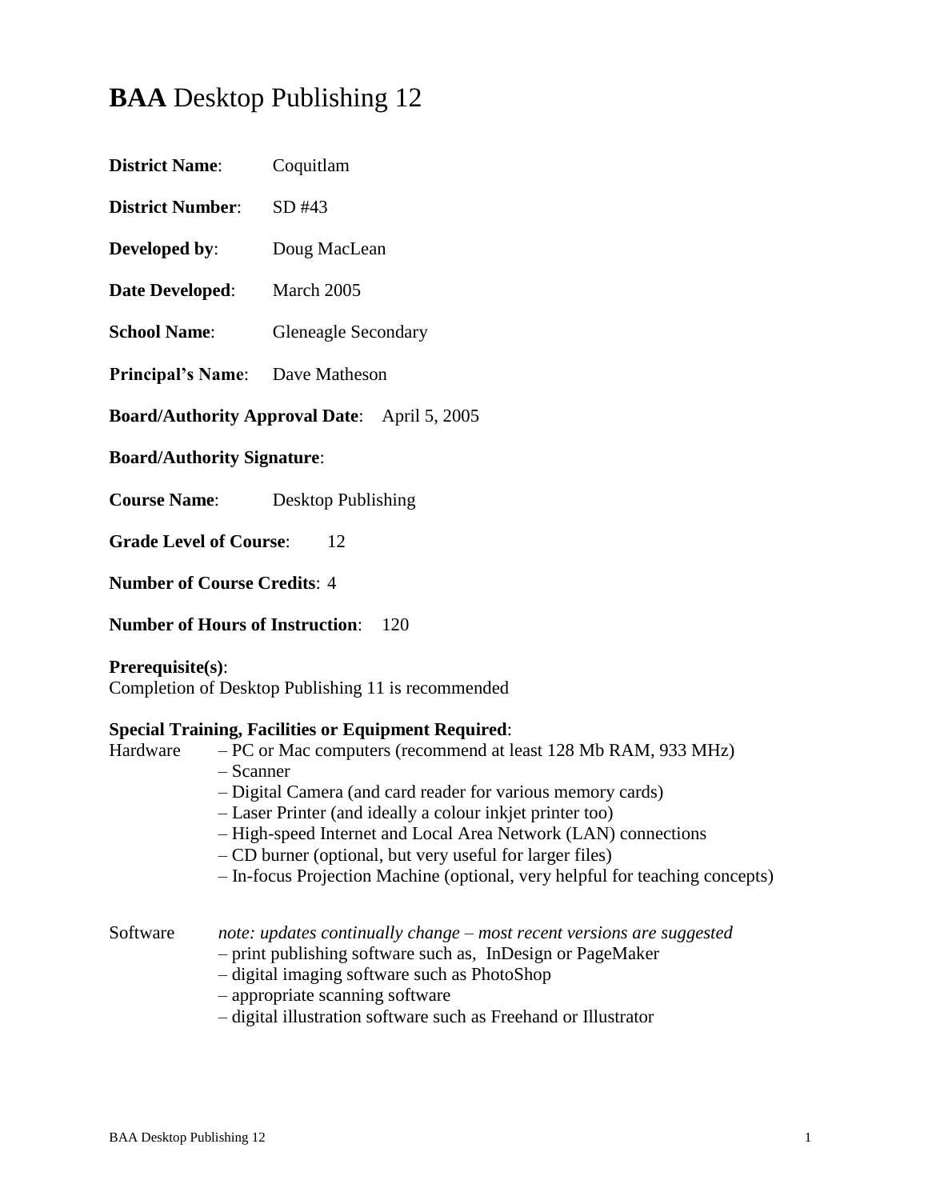# **BAA** Desktop Publishing 12

**District Name**: Coquitlam

**District Number**: SD #43

**Developed by**: Doug MacLean

**Date Developed**: March 2005

**School Name**: Gleneagle Secondary

**Principal's Name**: Dave Matheson

**Board/Authority Approval Date**: April 5, 2005

**Board/Authority Signature**:

**Course Name**: Desktop Publishing

**Grade Level of Course**: 12

**Number of Course Credits**: 4

**Number of Hours of Instruction**: 120

**Prerequisite(s)**:
Completion of Desktop Publishing 11 is recommended

**Special Training, Facilities or Equipment Required**:

Hardware
- – PC or Mac computers (recommend at least 128 Mb RAM, 933 MHz)
- – Scanner
- – Digital Camera (and card reader for various memory cards)
- – Laser Printer (and ideally a colour inkjet printer too)
- – High-speed Internet and Local Area Network (LAN) connections
- – CD burner (optional, but very useful for larger files)
- – In-focus Projection Machine (optional, very helpful for teaching concepts)

Software *note: updates continually change – most recent versions are suggested*
- – print publishing software such as, InDesign or PageMaker
- – digital imaging software such as PhotoShop
- – appropriate scanning software
- – digital illustration software such as Freehand or Illustrator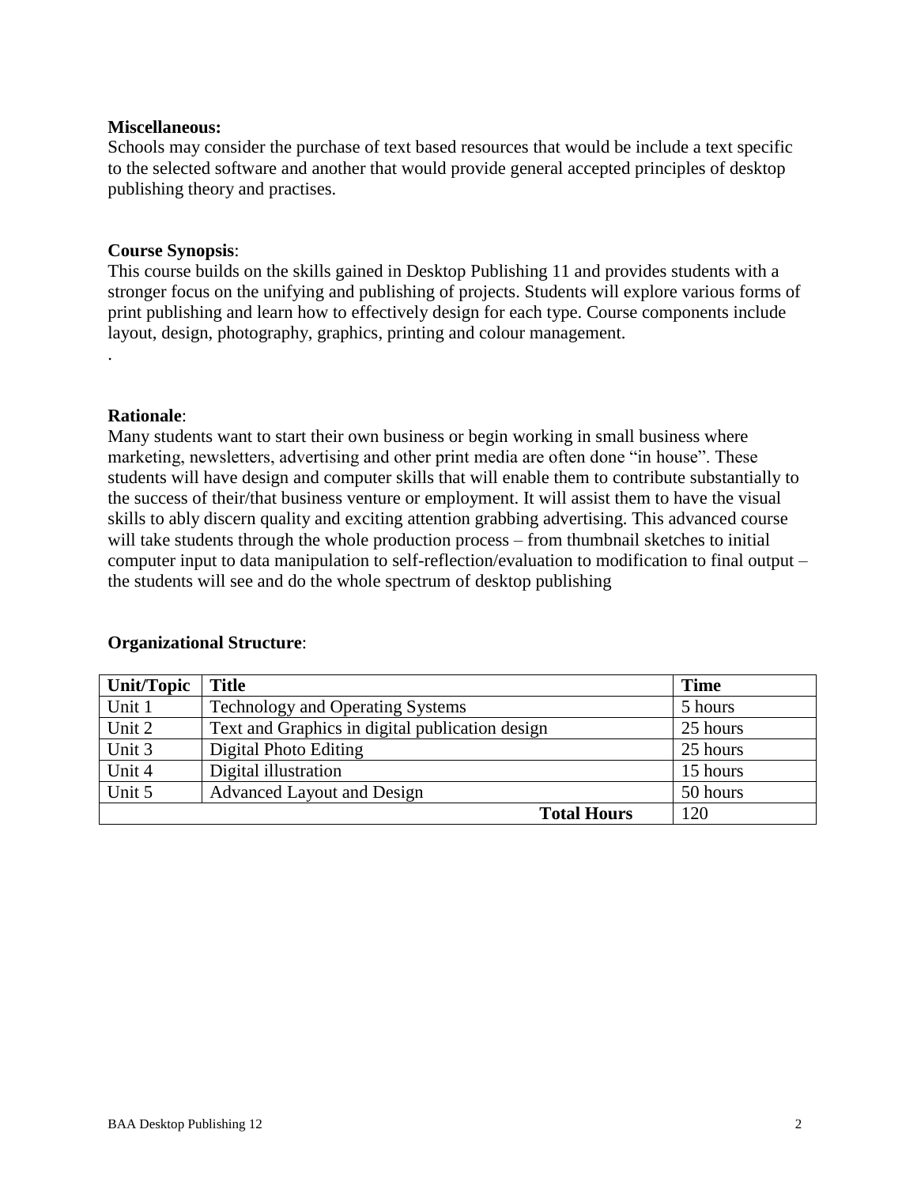**Miscellaneous:**
Schools may consider the purchase of text based resources that would be include a text specific to the selected software and another that would provide general accepted principles of desktop publishing theory and practises.

**Course Synopsis**:
This course builds on the skills gained in Desktop Publishing 11 and provides students with a stronger focus on the unifying and publishing of projects. Students will explore various forms of print publishing and learn how to effectively design for each type. Course components include layout, design, photography, graphics, printing and colour management.
.

**Rationale**:
Many students want to start their own business or begin working in small business where marketing, newsletters, advertising and other print media are often done "in house". These students will have design and computer skills that will enable them to contribute substantially to the success of their/that business venture or employment. It will assist them to have the visual skills to ably discern quality and exciting attention grabbing advertising. This advanced course will take students through the whole production process – from thumbnail sketches to initial computer input to data manipulation to self-reflection/evaluation to modification to final output – the students will see and do the whole spectrum of desktop publishing

**Organizational Structure**:

| Unit/Topic | Title | Time |
|---|---|---|
| Unit 1 | Technology and Operating Systems | 5 hours |
| Unit 2 | Text and Graphics in digital publication design | 25 hours |
| Unit 3 | Digital Photo Editing | 25 hours |
| Unit 4 | Digital illustration | 15 hours |
| Unit 5 | Advanced Layout and Design | 50 hours |
| | **Total Hours** | 120 |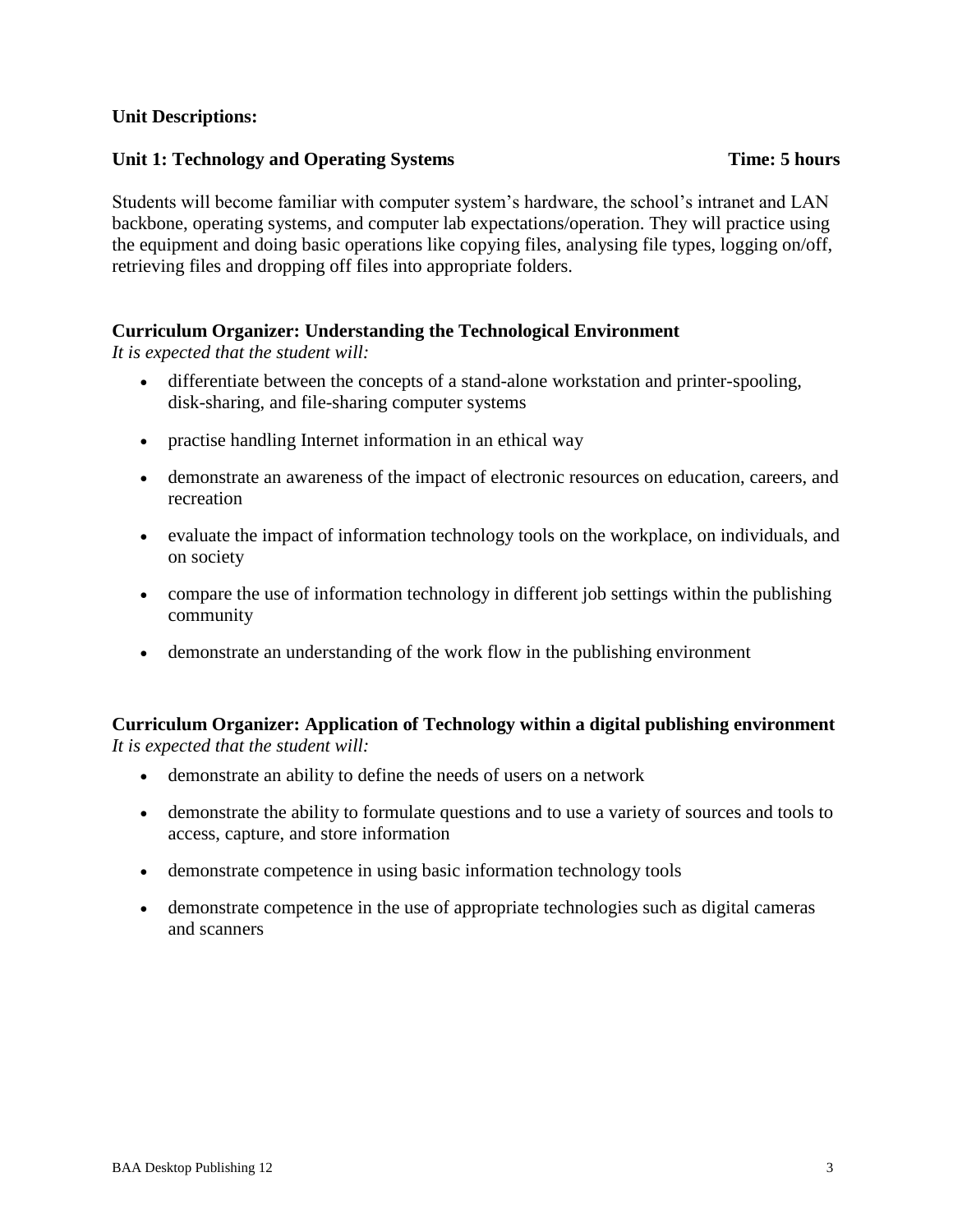**Unit Descriptions:**

**Unit 1: Technology and Operating Systems** **Time: 5 hours**

Students will become familiar with computer system's hardware, the school's intranet and LAN backbone, operating systems, and computer lab expectations/operation. They will practice using the equipment and doing basic operations like copying files, analysing file types, logging on/off, retrieving files and dropping off files into appropriate folders.

**Curriculum Organizer: Understanding the Technological Environment**
*It is expected that the student will:*

- differentiate between the concepts of a stand-alone workstation and printer-spooling, disk-sharing, and file-sharing computer systems
- practise handling Internet information in an ethical way
- demonstrate an awareness of the impact of electronic resources on education, careers, and recreation
- evaluate the impact of information technology tools on the workplace, on individuals, and on society
- compare the use of information technology in different job settings within the publishing community
- demonstrate an understanding of the work flow in the publishing environment

**Curriculum Organizer: Application of Technology within a digital publishing environment**
*It is expected that the student will:*

- demonstrate an ability to define the needs of users on a network
- demonstrate the ability to formulate questions and to use a variety of sources and tools to access, capture, and store information
- demonstrate competence in using basic information technology tools
- demonstrate competence in the use of appropriate technologies such as digital cameras and scanners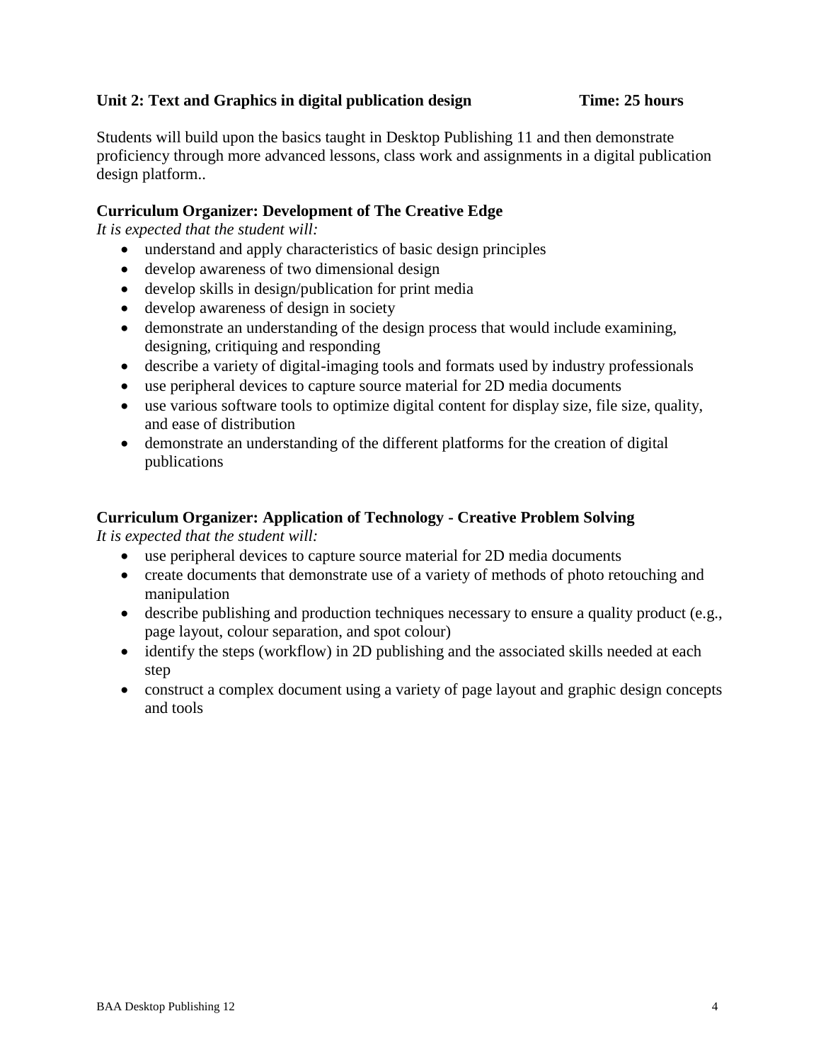**Unit 2: Text and Graphics in digital publication design Time: 25 hours**

Students will build upon the basics taught in Desktop Publishing 11 and then demonstrate proficiency through more advanced lessons, class work and assignments in a digital publication design platform..

**Curriculum Organizer: Development of The Creative Edge**

*It is expected that the student will:*

- understand and apply characteristics of basic design principles
- develop awareness of two dimensional design
- develop skills in design/publication for print media
- develop awareness of design in society
- demonstrate an understanding of the design process that would include examining, designing, critiquing and responding
- describe a variety of digital-imaging tools and formats used by industry professionals
- use peripheral devices to capture source material for 2D media documents
- use various software tools to optimize digital content for display size, file size, quality, and ease of distribution
- demonstrate an understanding of the different platforms for the creation of digital publications

**Curriculum Organizer: Application of Technology - Creative Problem Solving**

*It is expected that the student will:*

- use peripheral devices to capture source material for 2D media documents
- create documents that demonstrate use of a variety of methods of photo retouching and manipulation
- describe publishing and production techniques necessary to ensure a quality product (e.g., page layout, colour separation, and spot colour)
- identify the steps (workflow) in 2D publishing and the associated skills needed at each step
- construct a complex document using a variety of page layout and graphic design concepts and tools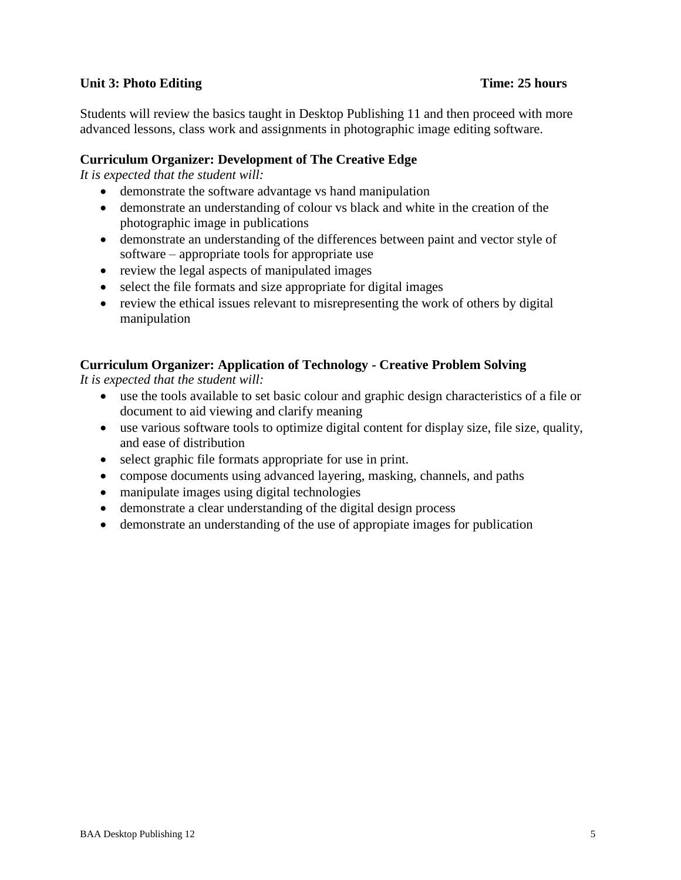### Unit 3: Photo Editing — Time: 25 hours

Students will review the basics taught in Desktop Publishing 11 and then proceed with more advanced lessons, class work and assignments in photographic image editing software.

#### Curriculum Organizer: Development of The Creative Edge

*It is expected that the student will:*

- demonstrate the software advantage vs hand manipulation
- demonstrate an understanding of colour vs black and white in the creation of the photographic image in publications
- demonstrate an understanding of the differences between paint and vector style of software – appropriate tools for appropriate use
- review the legal aspects of manipulated images
- select the file formats and size appropriate for digital images
- review the ethical issues relevant to misrepresenting the work of others by digital manipulation

#### Curriculum Organizer: Application of Technology - Creative Problem Solving

*It is expected that the student will:*

- use the tools available to set basic colour and graphic design characteristics of a file or document to aid viewing and clarify meaning
- use various software tools to optimize digital content for display size, file size, quality, and ease of distribution
- select graphic file formats appropriate for use in print.
- compose documents using advanced layering, masking, channels, and paths
- manipulate images using digital technologies
- demonstrate a clear understanding of the digital design process
- demonstrate an understanding of the use of appropiate images for publication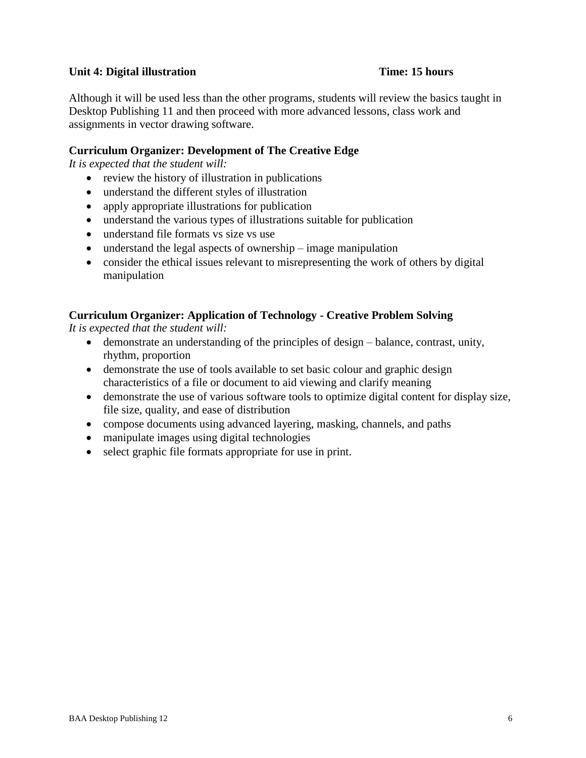**Unit 4: Digital illustration** **Time: 15 hours**

Although it will be used less than the other programs, students will review the basics taught in Desktop Publishing 11 and then proceed with more advanced lessons, class work and assignments in vector drawing software.

**Curriculum Organizer: Development of The Creative Edge**

*It is expected that the student will:*

- review the history of illustration in publications
- understand the different styles of illustration
- apply appropriate illustrations for publication
- understand the various types of illustrations suitable for publication
- understand file formats vs size vs use
- understand the legal aspects of ownership – image manipulation
- consider the ethical issues relevant to misrepresenting the work of others by digital manipulation

**Curriculum Organizer: Application of Technology - Creative Problem Solving**

*It is expected that the student will:*

- demonstrate an understanding of the principles of design – balance, contrast, unity, rhythm, proportion
- demonstrate the use of tools available to set basic colour and graphic design characteristics of a file or document to aid viewing and clarify meaning
- demonstrate the use of various software tools to optimize digital content for display size, file size, quality, and ease of distribution
- compose documents using advanced layering, masking, channels, and paths
- manipulate images using digital technologies
- select graphic file formats appropriate for use in print.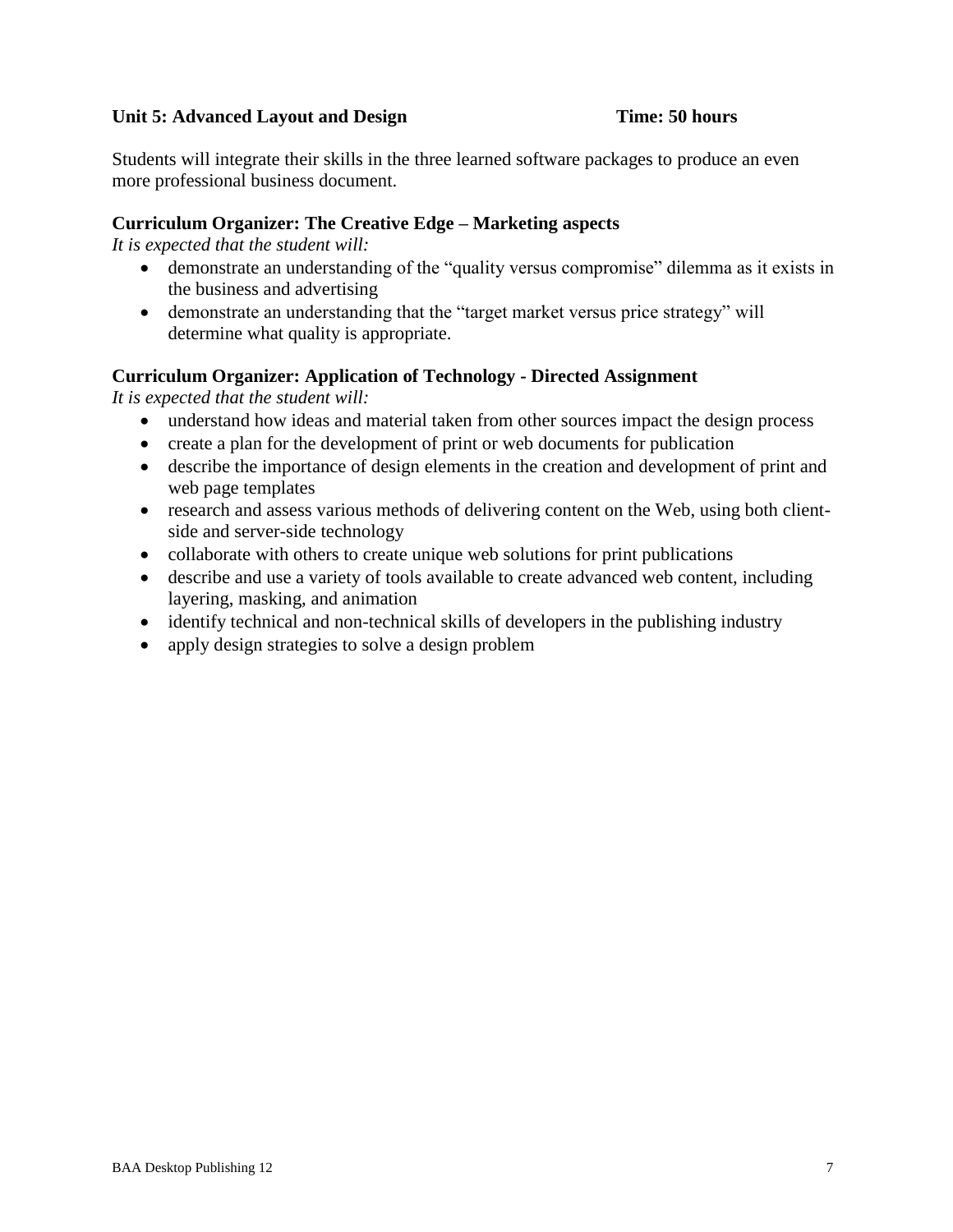**Unit 5: Advanced Layout and Design    Time: 50 hours**

Students will integrate their skills in the three learned software packages to produce an even more professional business document.

**Curriculum Organizer: The Creative Edge – Marketing aspects**

*It is expected that the student will:*

- demonstrate an understanding of the "quality versus compromise" dilemma as it exists in the business and advertising
- demonstrate an understanding that the "target market versus price strategy" will determine what quality is appropriate.

**Curriculum Organizer: Application of Technology - Directed Assignment**

*It is expected that the student will:*

- understand how ideas and material taken from other sources impact the design process
- create a plan for the development of print or web documents for publication
- describe the importance of design elements in the creation and development of print and web page templates
- research and assess various methods of delivering content on the Web, using both client-side and server-side technology
- collaborate with others to create unique web solutions for print publications
- describe and use a variety of tools available to create advanced web content, including layering, masking, and animation
- identify technical and non-technical skills of developers in the publishing industry
- apply design strategies to solve a design problem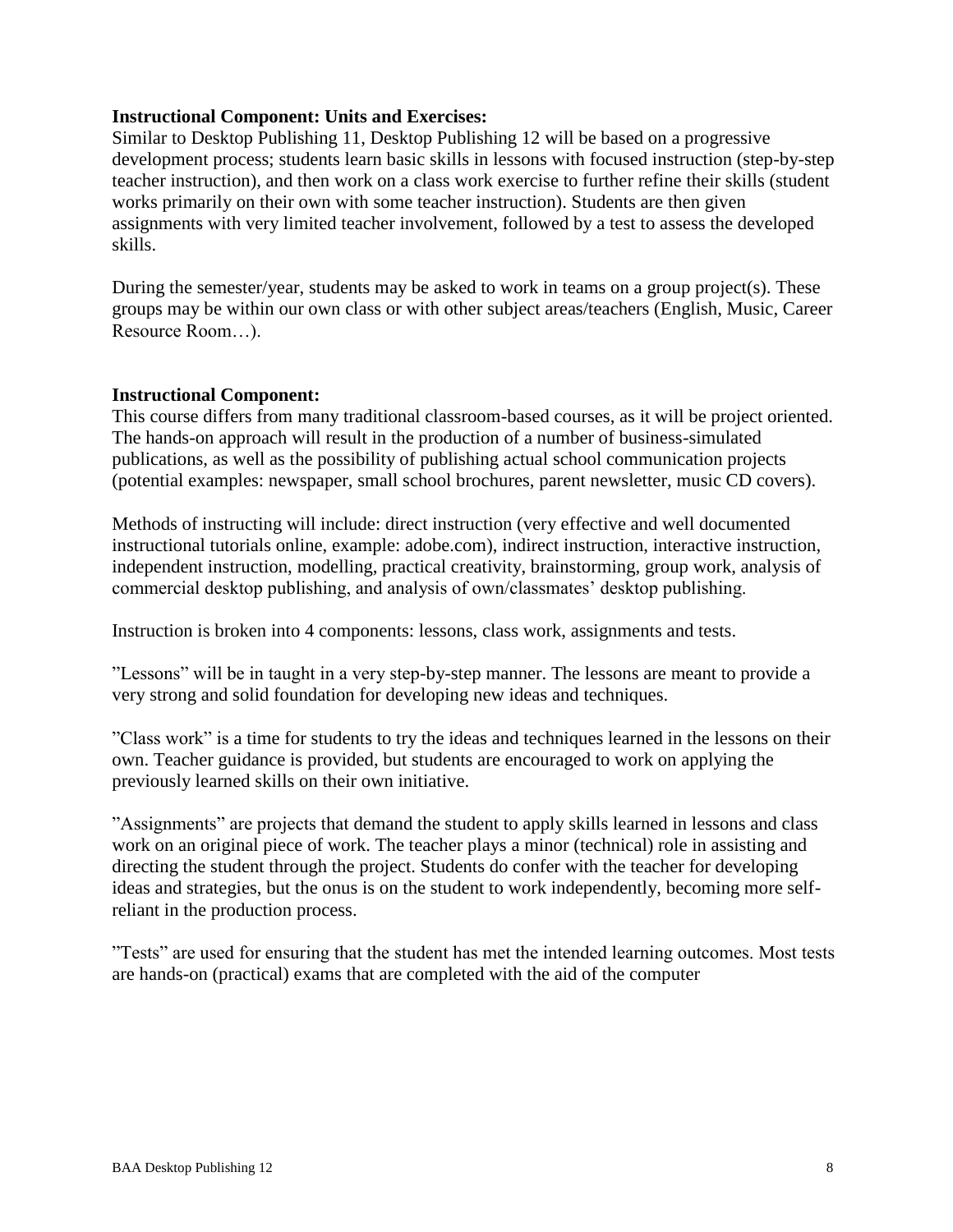**Instructional Component: Units and Exercises:**

Similar to Desktop Publishing 11, Desktop Publishing 12 will be based on a progressive development process; students learn basic skills in lessons with focused instruction (step-by-step teacher instruction), and then work on a class work exercise to further refine their skills (student works primarily on their own with some teacher instruction). Students are then given assignments with very limited teacher involvement, followed by a test to assess the developed skills.

During the semester/year, students may be asked to work in teams on a group project(s). These groups may be within our own class or with other subject areas/teachers (English, Music, Career Resource Room…).

**Instructional Component:**

This course differs from many traditional classroom-based courses, as it will be project oriented. The hands-on approach will result in the production of a number of business-simulated publications, as well as the possibility of publishing actual school communication projects (potential examples: newspaper, small school brochures, parent newsletter, music CD covers).

Methods of instructing will include: direct instruction (very effective and well documented instructional tutorials online, example: adobe.com), indirect instruction, interactive instruction, independent instruction, modelling, practical creativity, brainstorming, group work, analysis of commercial desktop publishing, and analysis of own/classmates' desktop publishing.

Instruction is broken into 4 components: lessons, class work, assignments and tests.

"Lessons" will be in taught in a very step-by-step manner. The lessons are meant to provide a very strong and solid foundation for developing new ideas and techniques.

"Class work" is a time for students to try the ideas and techniques learned in the lessons on their own. Teacher guidance is provided, but students are encouraged to work on applying the previously learned skills on their own initiative.

"Assignments" are projects that demand the student to apply skills learned in lessons and class work on an original piece of work. The teacher plays a minor (technical) role in assisting and directing the student through the project. Students do confer with the teacher for developing ideas and strategies, but the onus is on the student to work independently, becoming more self-reliant in the production process.

"Tests" are used for ensuring that the student has met the intended learning outcomes. Most tests are hands-on (practical) exams that are completed with the aid of the computer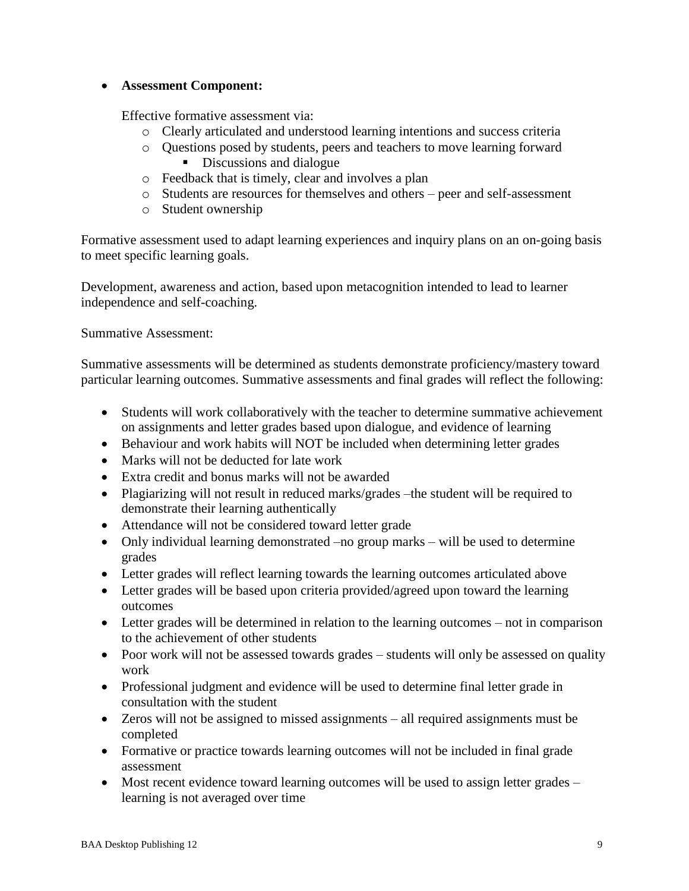- **Assessment Component:**

  Effective formative assessment via:

  - Clearly articulated and understood learning intentions and success criteria
  - Questions posed by students, peers and teachers to move learning forward
    - Discussions and dialogue
  - Feedback that is timely, clear and involves a plan
  - Students are resources for themselves and others – peer and self-assessment
  - Student ownership

Formative assessment used to adapt learning experiences and inquiry plans on an on-going basis to meet specific learning goals.

Development, awareness and action, based upon metacognition intended to lead to learner independence and self-coaching.

Summative Assessment:

Summative assessments will be determined as students demonstrate proficiency/mastery toward particular learning outcomes. Summative assessments and final grades will reflect the following:

- Students will work collaboratively with the teacher to determine summative achievement on assignments and letter grades based upon dialogue, and evidence of learning
- Behaviour and work habits will NOT be included when determining letter grades
- Marks will not be deducted for late work
- Extra credit and bonus marks will not be awarded
- Plagiarizing will not result in reduced marks/grades –the student will be required to demonstrate their learning authentically
- Attendance will not be considered toward letter grade
- Only individual learning demonstrated –no group marks – will be used to determine grades
- Letter grades will reflect learning towards the learning outcomes articulated above
- Letter grades will be based upon criteria provided/agreed upon toward the learning outcomes
- Letter grades will be determined in relation to the learning outcomes – not in comparison to the achievement of other students
- Poor work will not be assessed towards grades – students will only be assessed on quality work
- Professional judgment and evidence will be used to determine final letter grade in consultation with the student
- Zeros will not be assigned to missed assignments – all required assignments must be completed
- Formative or practice towards learning outcomes will not be included in final grade assessment
- Most recent evidence toward learning outcomes will be used to assign letter grades – learning is not averaged over time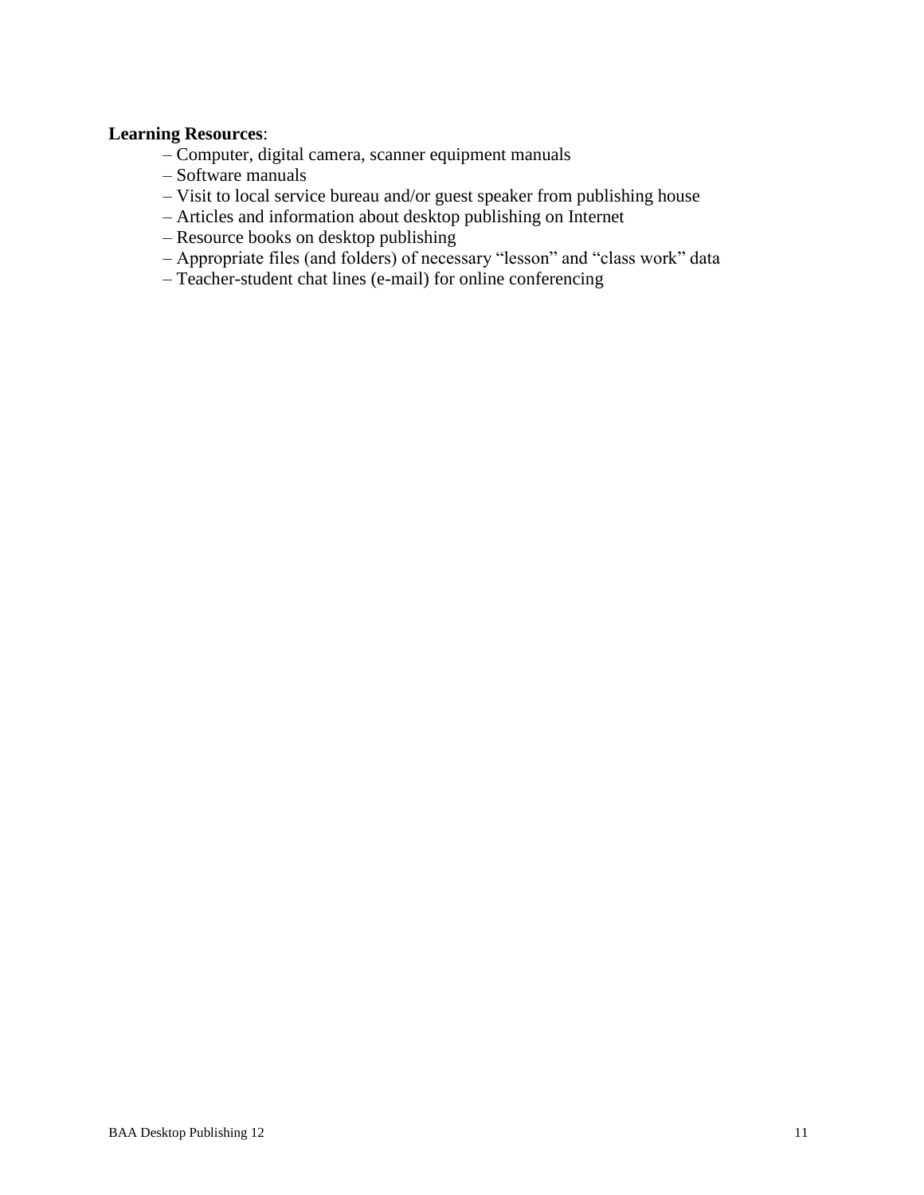**Learning Resources**:

– Computer, digital camera, scanner equipment manuals
– Software manuals
– Visit to local service bureau and/or guest speaker from publishing house
– Articles and information about desktop publishing on Internet
– Resource books on desktop publishing
– Appropriate files (and folders) of necessary "lesson" and "class work" data
– Teacher-student chat lines (e-mail) for online conferencing